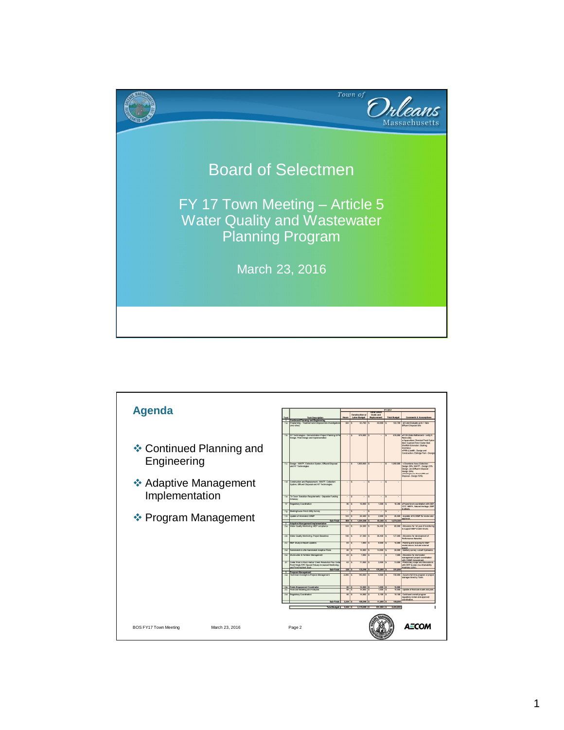Town of Orleans Massachusetts

# Board of Selectmen

## FY 17 Town Meeting – Article 5 Water Quality and Wastewater Planning Program

March 23, 2016

---

## Agenda

- Continued Planning and Engineering
- Adaptive Management Implementation
- Program Management

BOS FY17 Town Meeting March 23, 2016 Page 2

AECOM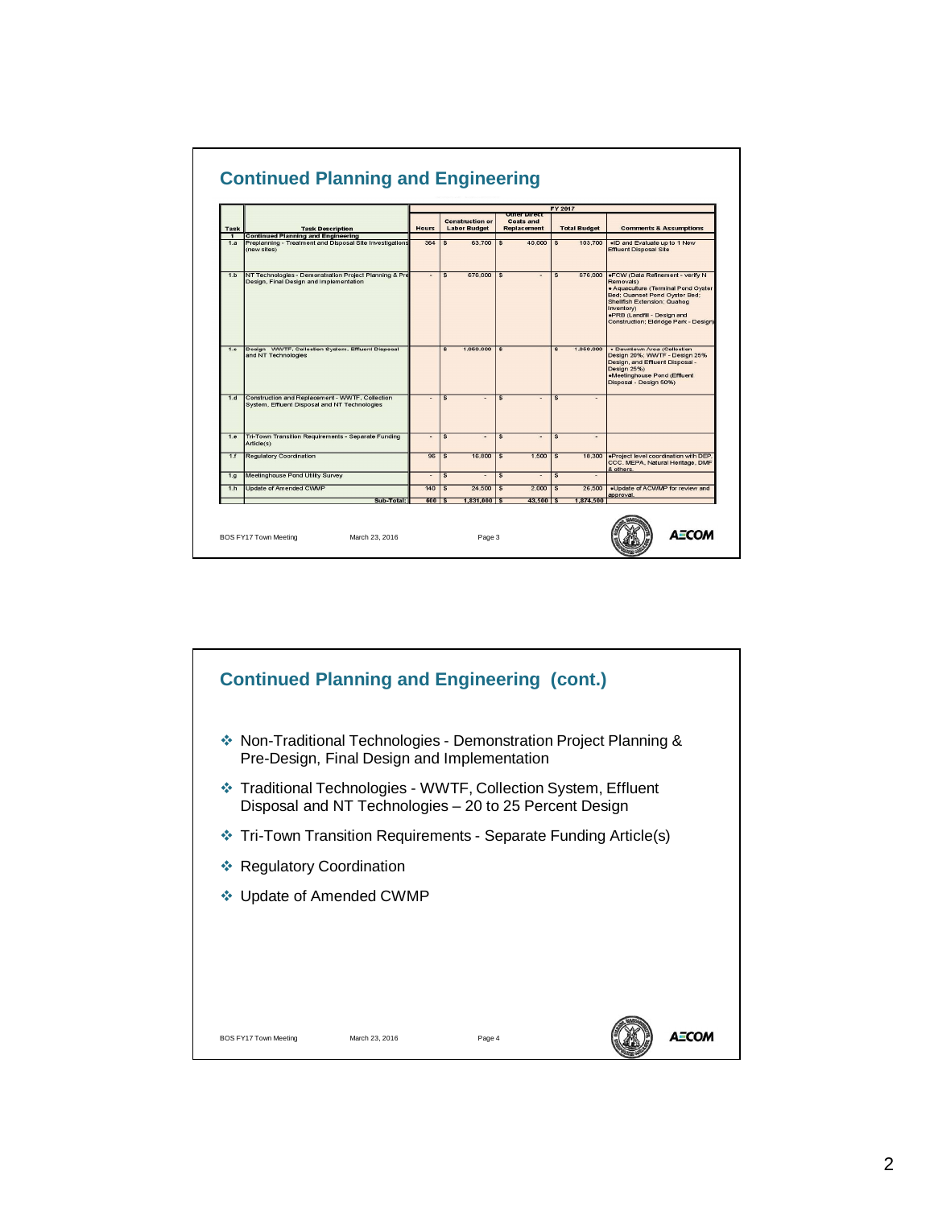## Continued Planning and Engineering

| Task | Task Description | FY 2017 Hours | Construction or Labor Budget | Other Direct Costs and Replacement | Total Budget | Comments & Assumptions |
|---|---|---|---|---|---|---|
| 1 | Continued Planning and Engineering | | | | | |
| 1.a | Preplanning - Treatment and Disposal Site Investigations (new sites) | 364 | $ 63,700 | $ 40,000 | $ 103,700 | •ID and Evaluate up to 1 New Effluent Disposal Site |
| 1.b | NT Technologies - Demonstration Project Planning & Pre Design, Final Design and Implementation | - | $ 676,000 | $ - | $ 676,000 | •FCW (Data Refinement - verify N Removals) • Aquaculture (Terminal Pond Oyster Bed; Quanset Pond Oyster Bed; Shellfish Extension; Quahog Inventory) •PRB (Landfill - Design and Construction; Eldridge Park - Design) |
| 1.c | Design WWTF, Collection System, Effluent Disposal and NT Technologies | | $ 1,060,000 | $ | $ 1,060,000 | • Downtown Area (Collection Design 20%; WWTF - Design 25% Design, and Effluent Disposal - Design 25%) •Meetinghouse Pond (Effluent Disposal - Design 50%) |
| 1.d | Construction and Replacement - WWTF, Collection System, Effluent Disposal and NT Technologies | - | $ - | $ - | $ - | |
| 1.e | Tri-Town Transition Requirements - Separate Funding Article(s) | - | $ - | $ - | $ - | |
| 1.f | Regulatory Coordination | 96 | $ 16,800 | $ 1,500 | $ 18,300 | •Project level coordination with DEP, CCC, MEPA, Natural Heritage, DMF & others. |
| 1.g | Meetinghouse Pond Utility Survey | - | $ - | $ - | $ - | |
| 1.h | Update of Amended CWMP | 140 | $ 24,500 | $ 2,000 | $ 26,500 | •Update of ACWMP for review and approval. |
| | Sub-Total: | 600 | $ 1,831,000 | $ 43,500 | $ 1,874,500 | |

BOS FY17 Town Meeting — March 23, 2016 — Page 3

## Continued Planning and Engineering (cont.)

- Non-Traditional Technologies - Demonstration Project Planning & Pre-Design, Final Design and Implementation
- Traditional Technologies - WWTF, Collection System, Effluent Disposal and NT Technologies – 20 to 25 Percent Design
- Tri-Town Transition Requirements - Separate Funding Article(s)
- Regulatory Coordination
- Update of Amended CWMP

BOS FY17 Town Meeting — March 23, 2016 — Page 4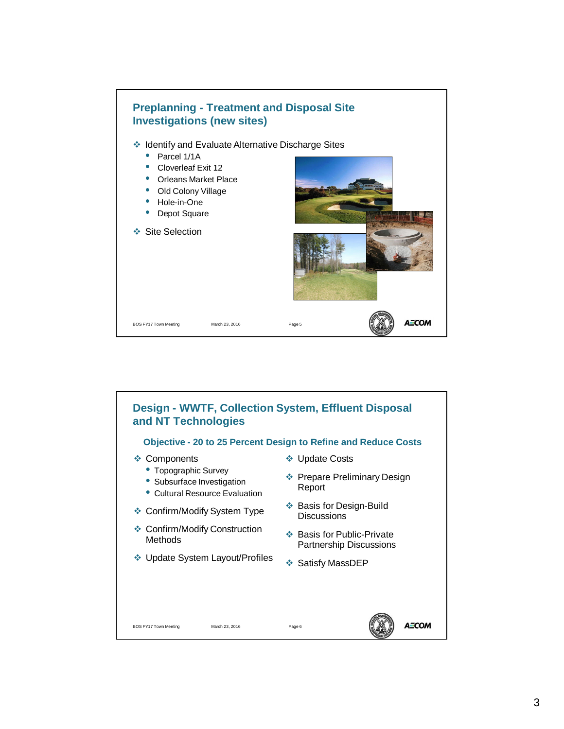## Preplanning - Treatment and Disposal Site Investigations (new sites)

- Identify and Evaluate Alternative Discharge Sites
  - Parcel 1/1A
  - Cloverleaf Exit 12
  - Orleans Market Place
  - Old Colony Village
  - Hole-in-One
  - Depot Square
- Site Selection

BOS FY17 Town Meeting March 23, 2016 Page 5

## Design - WWTF, Collection System, Effluent Disposal and NT Technologies

### Objective - 20 to 25 Percent Design to Refine and Reduce Costs

- Components
  - Topographic Survey
  - Subsurface Investigation
  - Cultural Resource Evaluation
- Confirm/Modify System Type
- Confirm/Modify Construction Methods
- Update System Layout/Profiles
- Update Costs
- Prepare Preliminary Design Report
- Basis for Design-Build Discussions
- Basis for Public-Private Partnership Discussions
- Satisfy MassDEP

BOS FY17 Town Meeting March 23, 2016 Page 6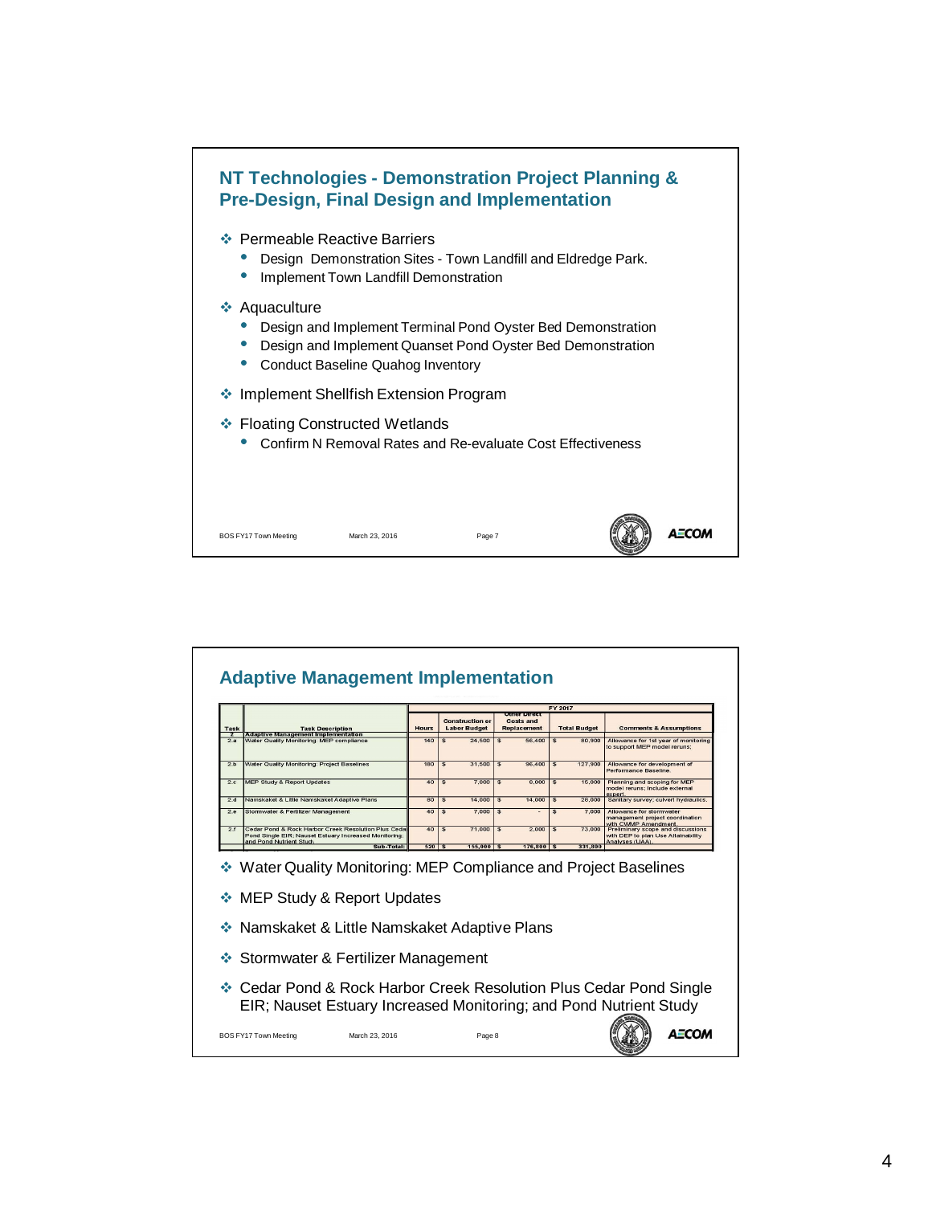## NT Technologies - Demonstration Project Planning & Pre-Design, Final Design and Implementation

- Permeable Reactive Barriers
  - Design Demonstration Sites - Town Landfill and Eldredge Park.
  - Implement Town Landfill Demonstration
- Aquaculture
  - Design and Implement Terminal Pond Oyster Bed Demonstration
  - Design and Implement Quanset Pond Oyster Bed Demonstration
  - Conduct Baseline Quahog Inventory
- Implement Shellfish Extension Program
- Floating Constructed Wetlands
  - Confirm N Removal Rates and Re-evaluate Cost Effectiveness

## Adaptive Management Implementation

| Task | Task Description | FY 2017 Hours | Construction or Labor Budget | Other Direct Costs and Replacement | Total Budget | Comments & Assumptions |
|---|---|---|---|---|---|---|
| 2 | Adaptive Management Implementation | | | | | |
| 2.a | Water Quality Monitoring: MEP compliance | 140 | $ 24,500 | $ 56,400 | $ 80,900 | Allowance for 1st year of monitoring to support MEP model reruns; |
| 2.b | Water Quality Monitoring: Project Baselines | 180 | $ 31,500 | $ 96,400 | $ 127,900 | Allowance for development of Performance Baseline. |
| 2.c | MEP Study & Report Updates | 40 | $ 7,000 | $ 8,000 | $ 15,000 | Planning and scoping for MEP model reruns; Include external expert. |
| 2.d | Namskaket & Little Namskaket Adaptive Plans | 80 | $ 14,000 | $ 14,000 | $ 28,000 | Sanitary survey; culvert hydraulics. |
| 2.e | Stormwater & Fertilizer Management | 40 | $ 7,000 | $ - | $ 7,000 | Allowance for stormwater management project coordination with CWMP Amendment. |
| 2.f | Cedar Pond & Rock Harbor Creek Resolution Plus Cedar Pond Single EIR; Nauset Estuary Increased Monitoring; and Pond Nutrient Study | 40 | $ 71,000 | $ 2,000 | $ 73,000 | Preliminary scope and discussions with DEP to plan Use Attainability Analyses (UAA). |
| | Sub-Total: | 520 | $ 155,000 | $ 176,800 | $ 331,800 | |

- Water Quality Monitoring: MEP Compliance and Project Baselines
- MEP Study & Report Updates
- Namskaket & Little Namskaket Adaptive Plans
- Stormwater & Fertilizer Management
- Cedar Pond & Rock Harbor Creek Resolution Plus Cedar Pond Single EIR; Nauset Estuary Increased Monitoring; and Pond Nutrient Study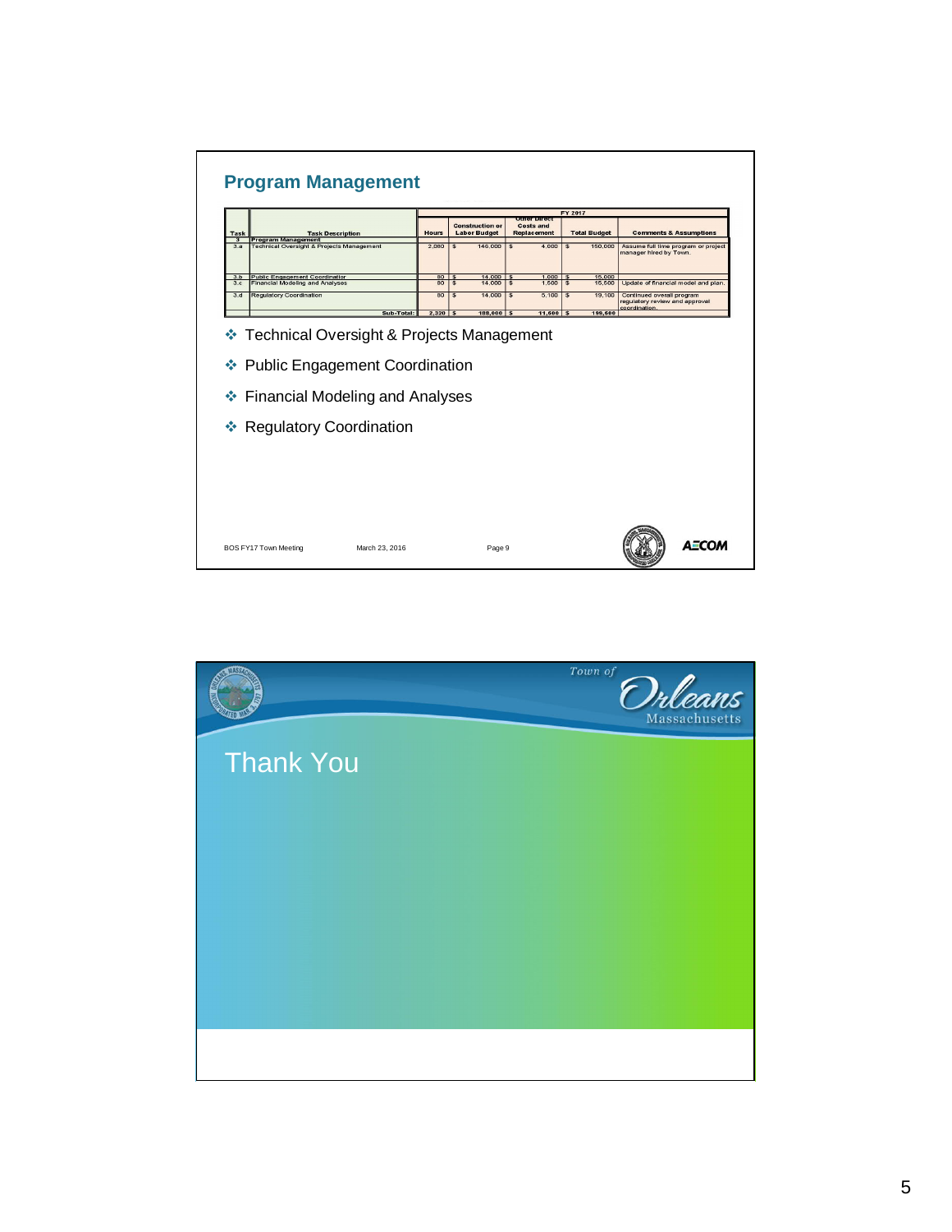## Program Management

| Task | Task Description | Hours | Construction or Labor Budget | Other Direct Costs and Replacement | Total Budget | Comments & Assumptions |
|---|---|---|---|---|---|---|
| | | FY 2017 | | | | |
| 3 | Program Management | | | | | |
| 3.a | Technical Oversight & Projects Management | 2,080 | $ 146,000 | $ 4,000 | $ 150,000 | Assume full time program or project manager hired by Town. |
| 3.b | Public Engagement Coordination | 80 | $ 14,000 | $ 1,000 | $ 15,000 | |
| 3.c | Financial Modeling and Analyses | 80 | $ 14,000 | $ 1,500 | $ 15,500 | Update of financial model and plan. |
| 3.d | Regulatory Coordination | 80 | $ 14,000 | $ 5,100 | $ 19,100 | Continued overall program regulatory review and approval coordination. |
| | Sub-Total: | 2,320 | $ 188,000 | $ 11,600 | $ 199,600 | |

- Technical Oversight & Projects Management
- Public Engagement Coordination
- Financial Modeling and Analyses
- Regulatory Coordination

BOS FY17 Town Meeting March 23, 2016 Page 9

AECOM

Town of Orleans Massachusetts

## Thank You